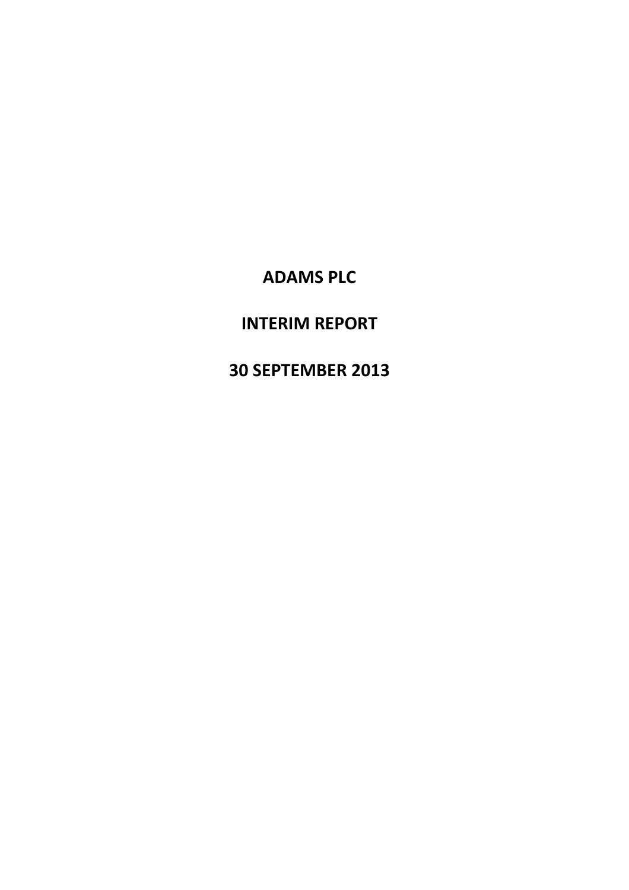# ADAMS PLC

## INTERIM REPORT

## 30 SEPTEMBER 2013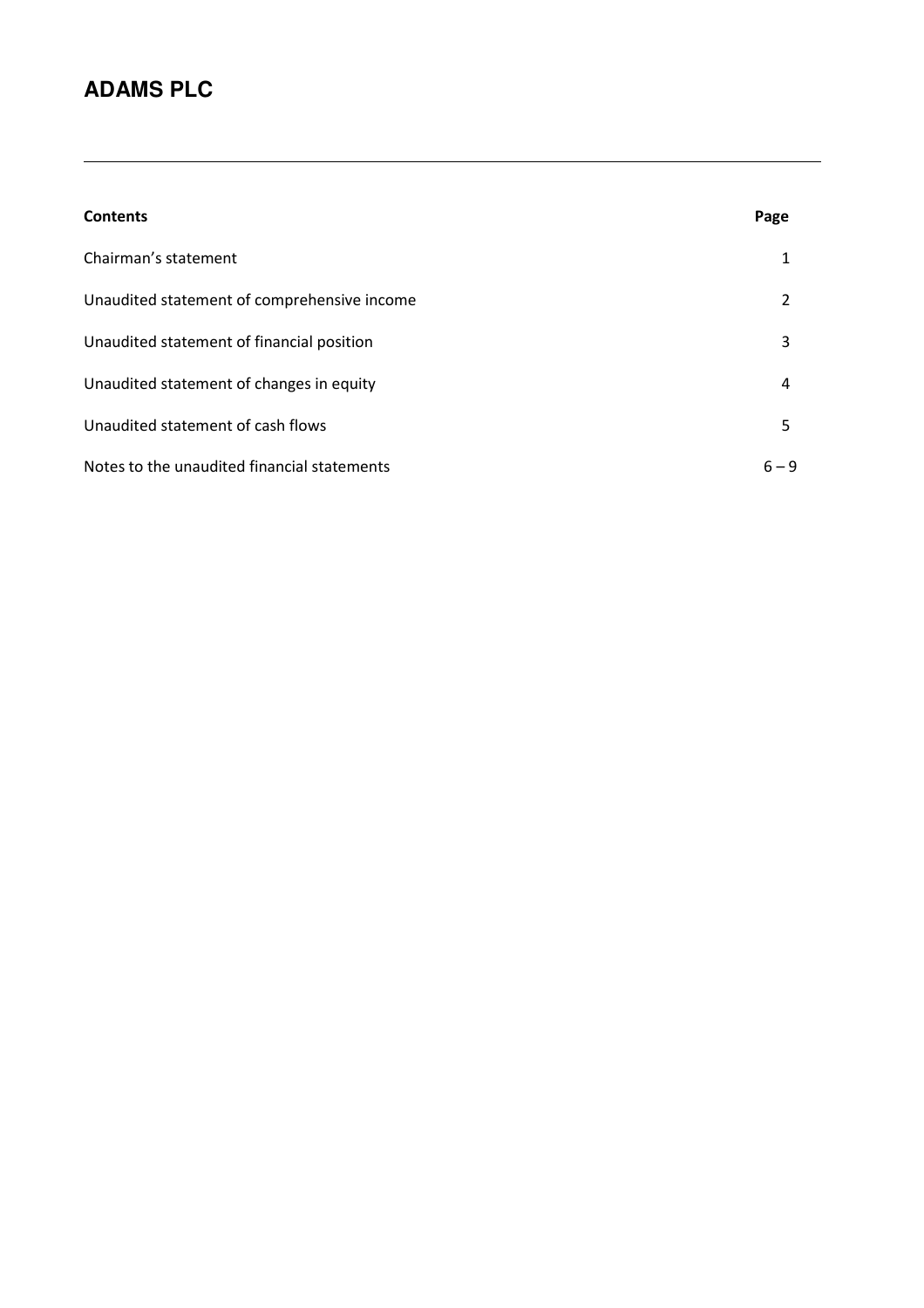# ADAMS PLC

| Contents | Page |
| --- | --- |
| Chairman's statement | 1 |
| Unaudited statement of comprehensive income | 2 |
| Unaudited statement of financial position | 3 |
| Unaudited statement of changes in equity | 4 |
| Unaudited statement of cash flows | 5 |
| Notes to the unaudited financial statements | 6 – 9 |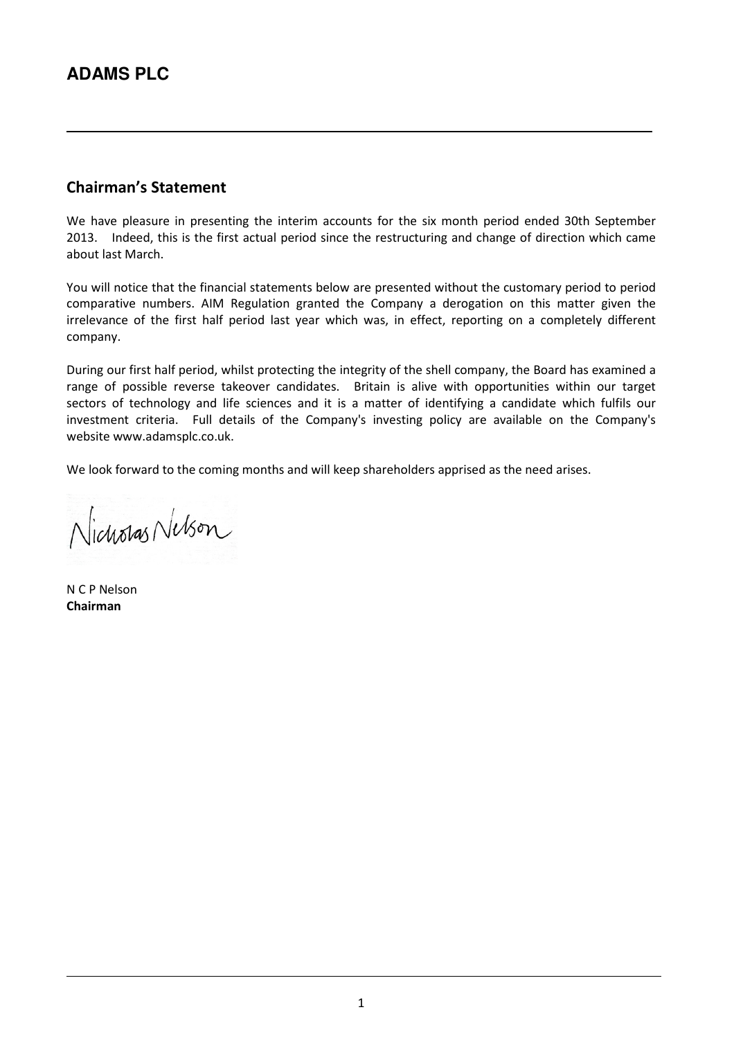# ADAMS PLC

## Chairman's Statement

We have pleasure in presenting the interim accounts for the six month period ended 30th September 2013. Indeed, this is the first actual period since the restructuring and change of direction which came about last March.

You will notice that the financial statements below are presented without the customary period to period comparative numbers. AIM Regulation granted the Company a derogation on this matter given the irrelevance of the first half period last year which was, in effect, reporting on a completely different company.

During our first half period, whilst protecting the integrity of the shell company, the Board has examined a range of possible reverse takeover candidates. Britain is alive with opportunities within our target sectors of technology and life sciences and it is a matter of identifying a candidate which fulfils our investment criteria. Full details of the Company's investing policy are available on the Company's website www.adamsplc.co.uk.

We look forward to the coming months and will keep shareholders apprised as the need arises.

Nicholas Nelson

N C P Nelson
**Chairman**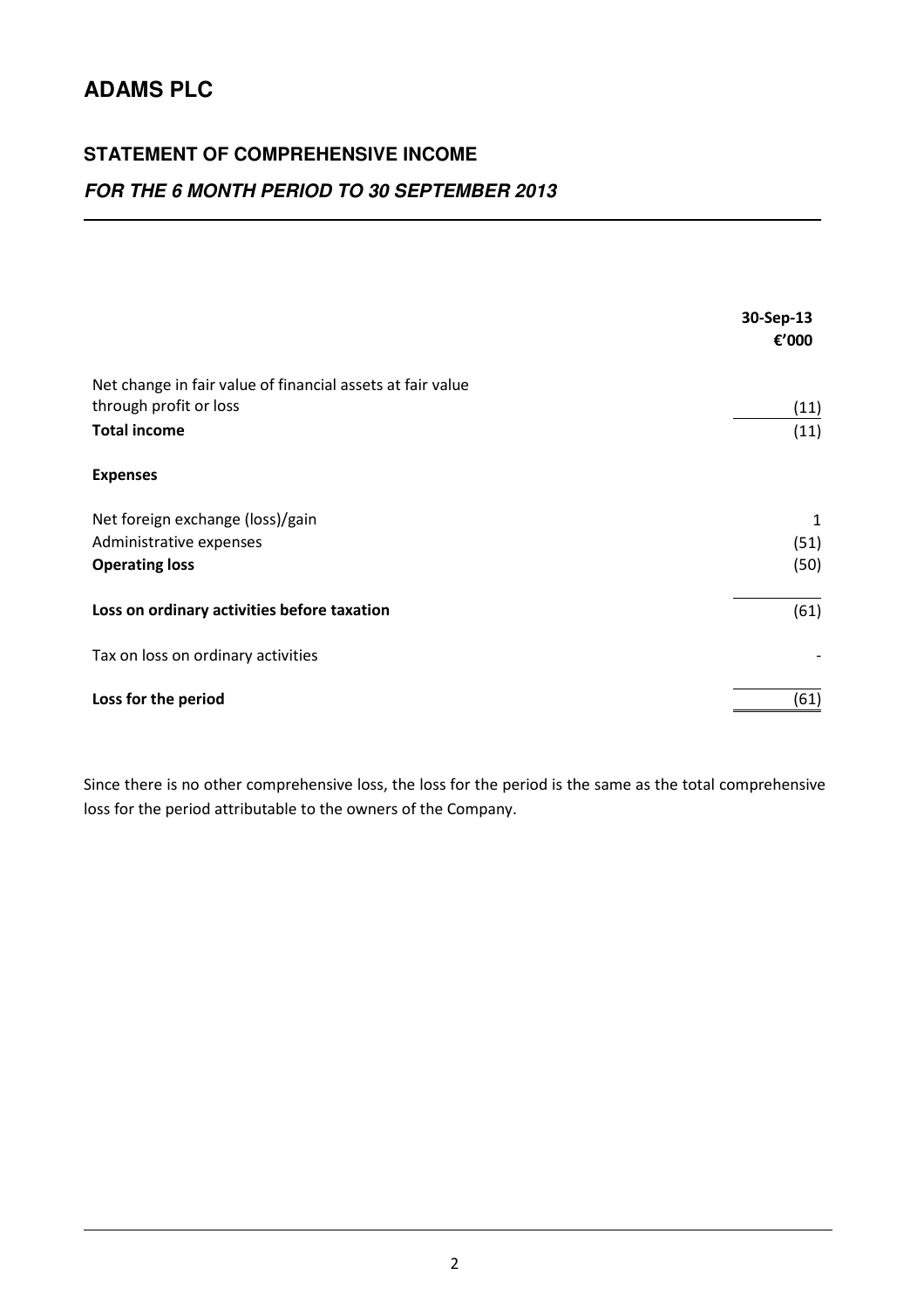# ADAMS PLC

## STATEMENT OF COMPREHENSIVE INCOME

### *FOR THE 6 MONTH PERIOD TO 30 SEPTEMBER 2013*

| | 30-Sep-13 €'000 |
|---|---|
| Net change in fair value of financial assets at fair value through profit or loss | (11) |
| **Total income** | (11) |
| **Expenses** | |
| Net foreign exchange (loss)/gain | 1 |
| Administrative expenses | (51) |
| **Operating loss** | (50) |
| **Loss on ordinary activities before taxation** | (61) |
| Tax on loss on ordinary activities | - |
| **Loss for the period** | (61) |

Since there is no other comprehensive loss, the loss for the period is the same as the total comprehensive loss for the period attributable to the owners of the Company.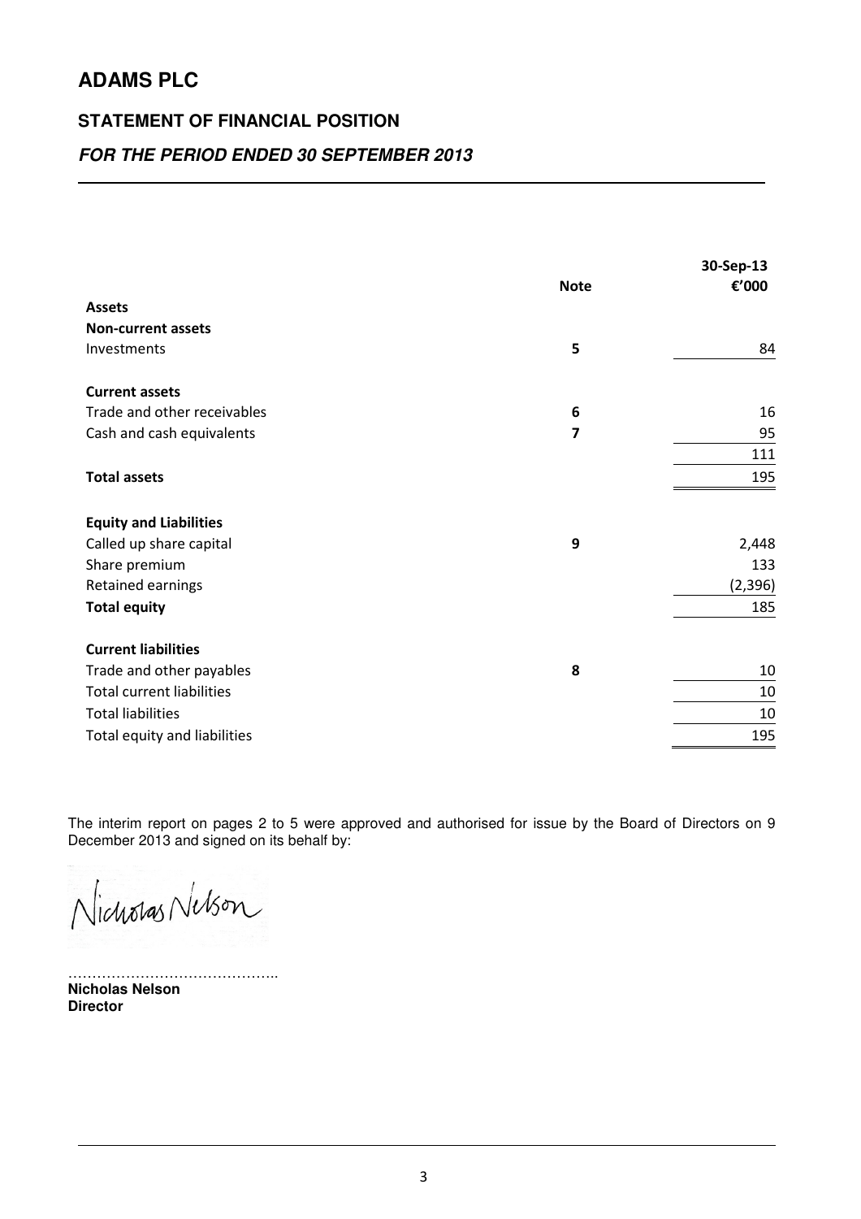# ADAMS PLC

## STATEMENT OF FINANCIAL POSITION

### *FOR THE PERIOD ENDED 30 SEPTEMBER 2013*

| | Note | 30-Sep-13 €'000 |
|---|---|---|
| **Assets** | | |
| **Non-current assets** | | |
| Investments | 5 | 84 |
| | | |
| **Current assets** | | |
| Trade and other receivables | 6 | 16 |
| Cash and cash equivalents | 7 | 95 |
| | | 111 |
| **Total assets** | | 195 |
| | | |
| **Equity and Liabilities** | | |
| Called up share capital | 9 | 2,448 |
| Share premium | | 133 |
| Retained earnings | | (2,396) |
| **Total equity** | | 185 |
| | | |
| **Current liabilities** | | |
| Trade and other payables | 8 | 10 |
| Total current liabilities | | 10 |
| Total liabilities | | 10 |
| Total equity and liabilities | | 195 |

The interim report on pages 2 to 5 were approved and authorised for issue by the Board of Directors on 9 December 2013 and signed on its behalf by:

Nicholas Nelson

……………………………………..

**Nicholas Nelson**
**Director**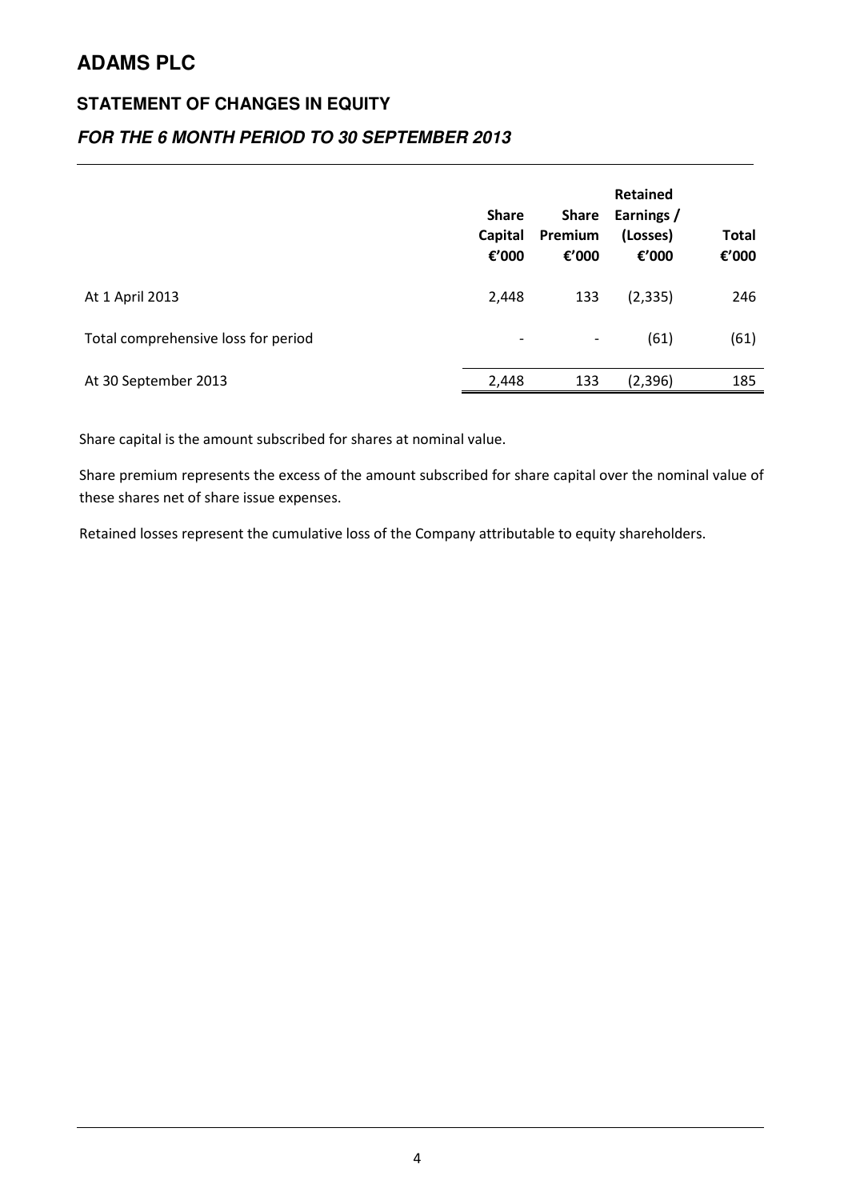# ADAMS PLC

## STATEMENT OF CHANGES IN EQUITY

### *FOR THE 6 MONTH PERIOD TO 30 SEPTEMBER 2013*

| | Share Capital €'000 | Share Premium €'000 | Retained Earnings / (Losses) €'000 | Total €'000 |
|---|---|---|---|---|
| At 1 April 2013 | 2,448 | 133 | (2,335) | 246 |
| Total comprehensive loss for period | - | - | (61) | (61) |
| At 30 September 2013 | 2,448 | 133 | (2,396) | 185 |

Share capital is the amount subscribed for shares at nominal value.

Share premium represents the excess of the amount subscribed for share capital over the nominal value of these shares net of share issue expenses.

Retained losses represent the cumulative loss of the Company attributable to equity shareholders.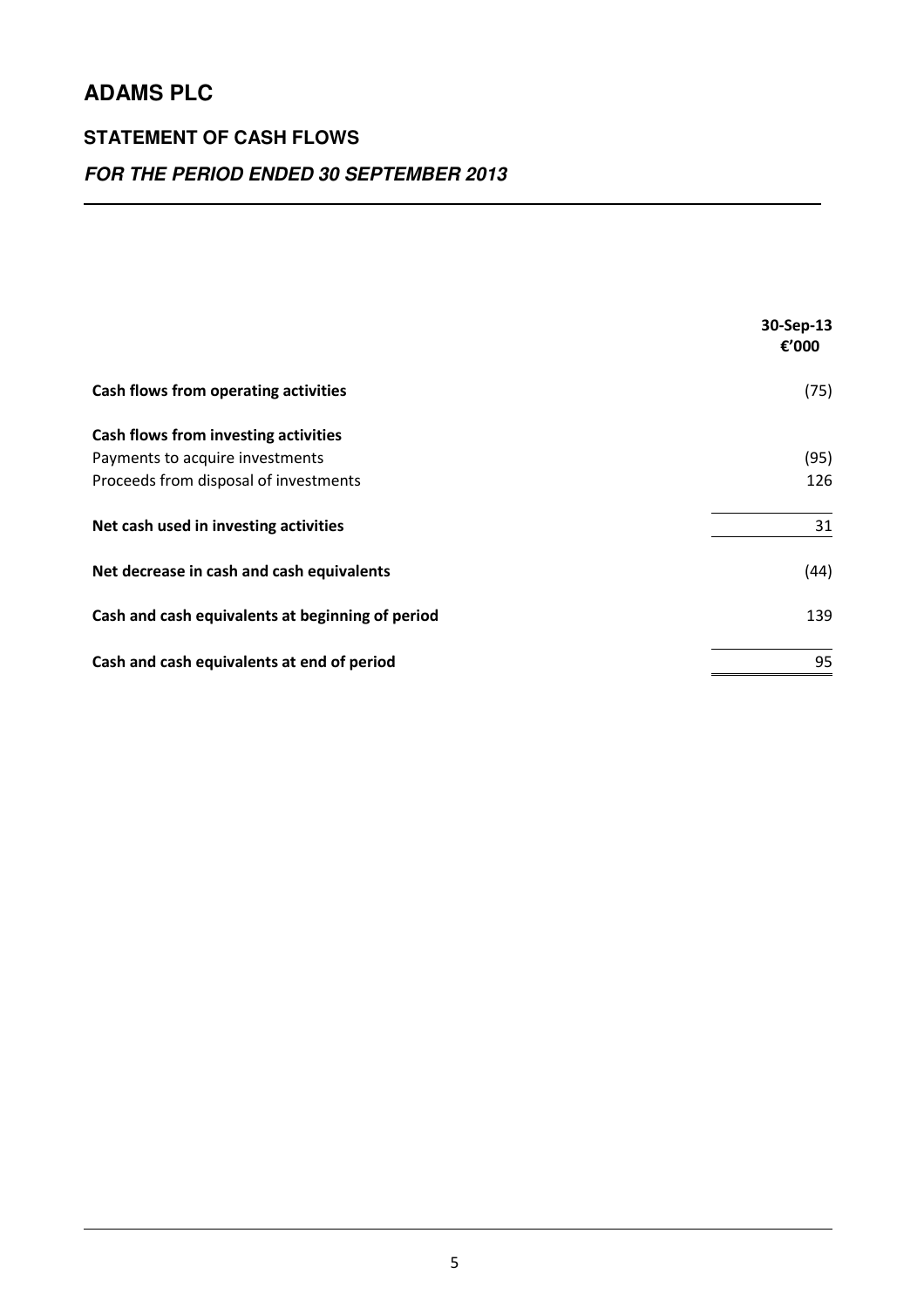# ADAMS PLC

## STATEMENT OF CASH FLOWS

### *FOR THE PERIOD ENDED 30 SEPTEMBER 2013*

| | 30-Sep-13<br>€'000 |
|---|---|
| **Cash flows from operating activities** | (75) |
| **Cash flows from investing activities** | |
| Payments to acquire investments | (95) |
| Proceeds from disposal of investments | 126 |
| **Net cash used in investing activities** | 31 |
| **Net decrease in cash and cash equivalents** | (44) |
| **Cash and cash equivalents at beginning of period** | 139 |
| **Cash and cash equivalents at end of period** | 95 |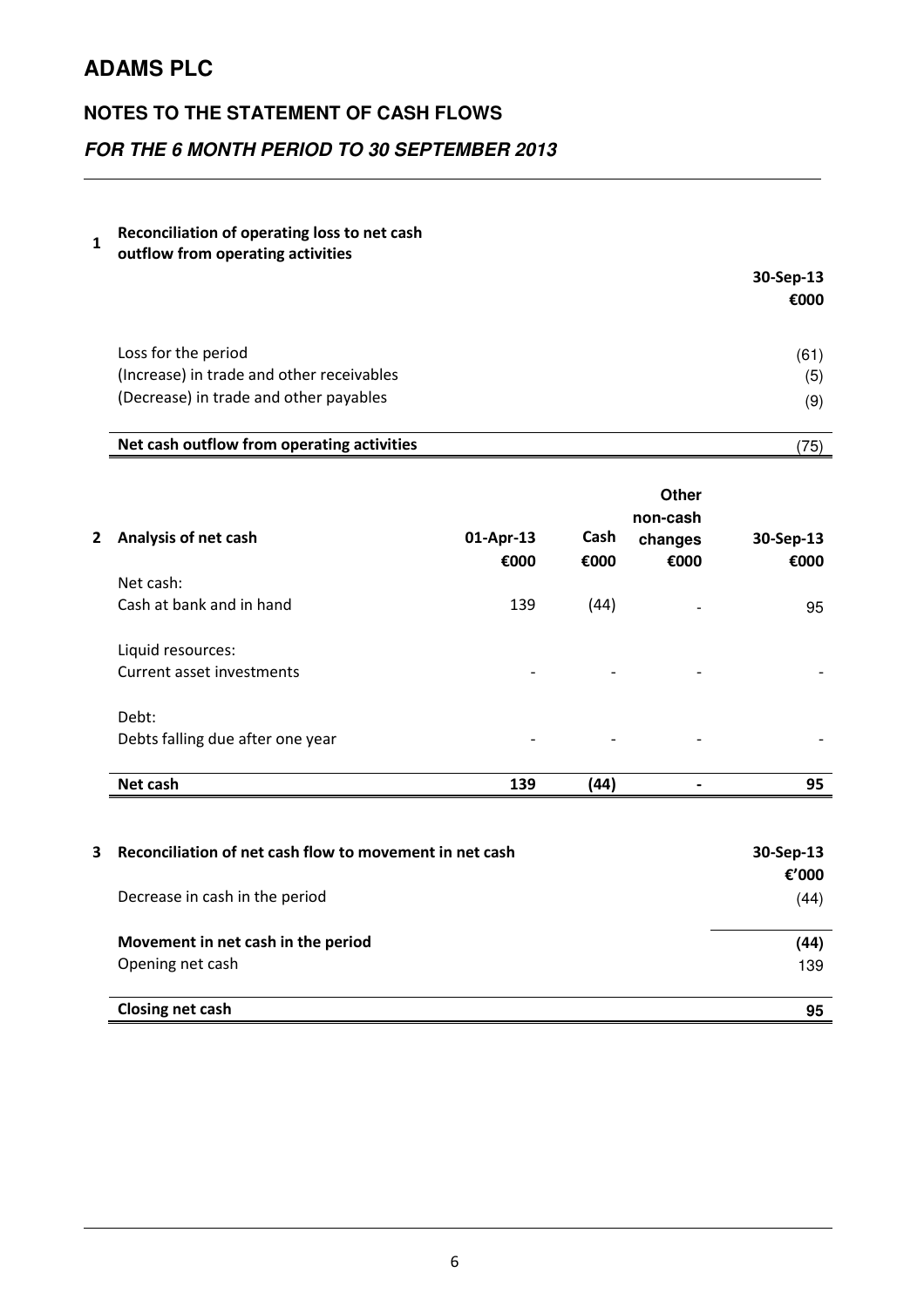# ADAMS PLC

## NOTES TO THE STATEMENT OF CASH FLOWS

### *FOR THE 6 MONTH PERIOD TO 30 SEPTEMBER 2013*

**1 Reconciliation of operating loss to net cash outflow from operating activities**

| | 30-Sep-13 |
|---|---|
| | €000 |
| Loss for the period | (61) |
| (Increase) in trade and other receivables | (5) |
| (Decrease) in trade and other payables | (9) |
| **Net cash outflow from operating activities** | (75) |

**2 Analysis of net cash**

| | 01-Apr-13 | Cash | Other non-cash changes | 30-Sep-13 |
|---|---|---|---|---|
| | €000 | €000 | €000 | €000 |
| Net cash: | | | | |
| Cash at bank and in hand | 139 | (44) | - | 95 |
| Liquid resources: | | | | |
| Current asset investments | - | - | - | - |
| Debt: | | | | |
| Debts falling due after one year | - | - | - | - |
| **Net cash** | **139** | **(44)** | **-** | **95** |

**3 Reconciliation of net cash flow to movement in net cash**

| | 30-Sep-13 |
|---|---|
| | €'000 |
| Decrease in cash in the period | (44) |
| **Movement in net cash in the period** | **(44)** |
| Opening net cash | 139 |
| **Closing net cash** | **95** |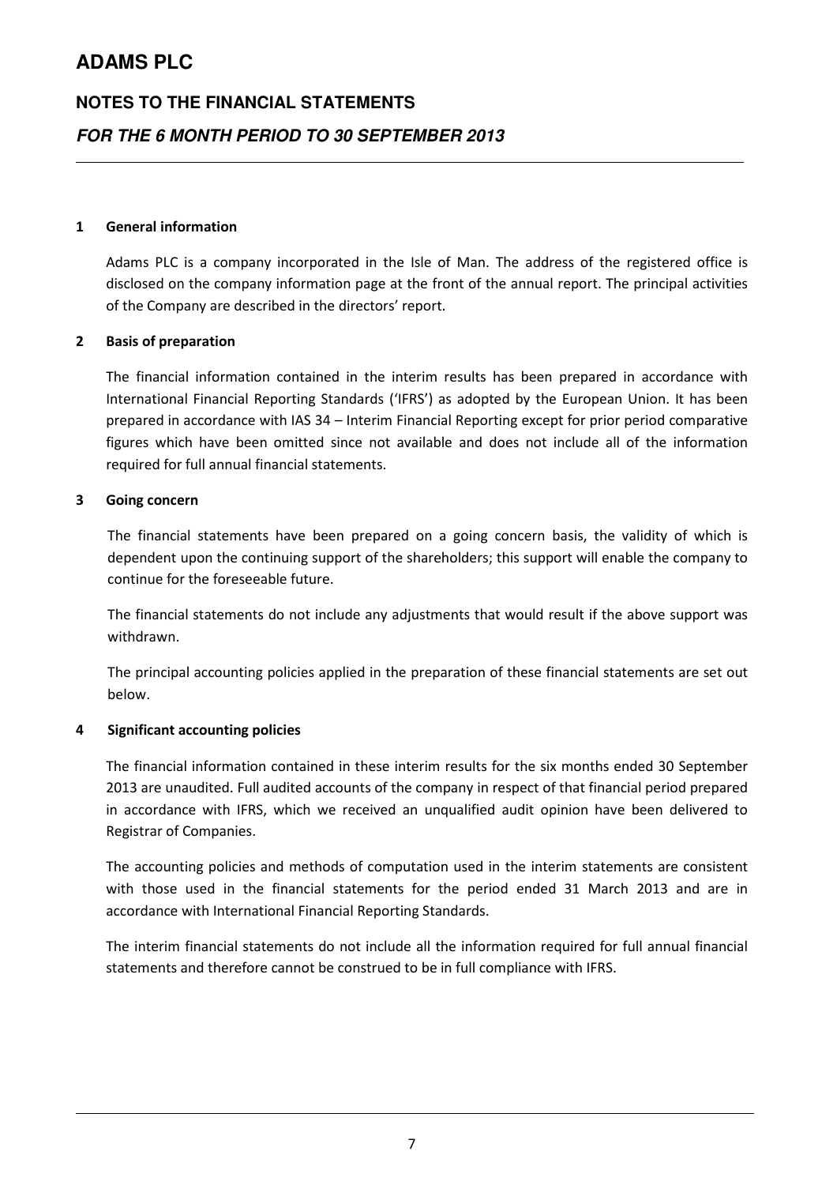# ADAMS PLC

## NOTES TO THE FINANCIAL STATEMENTS

### *FOR THE 6 MONTH PERIOD TO 30 SEPTEMBER 2013*

**1 General information**

Adams PLC is a company incorporated in the Isle of Man. The address of the registered office is disclosed on the company information page at the front of the annual report. The principal activities of the Company are described in the directors' report.

**2 Basis of preparation**

The financial information contained in the interim results has been prepared in accordance with International Financial Reporting Standards ('IFRS') as adopted by the European Union. It has been prepared in accordance with IAS 34 – Interim Financial Reporting except for prior period comparative figures which have been omitted since not available and does not include all of the information required for full annual financial statements.

**3 Going concern**

The financial statements have been prepared on a going concern basis, the validity of which is dependent upon the continuing support of the shareholders; this support will enable the company to continue for the foreseeable future.

The financial statements do not include any adjustments that would result if the above support was withdrawn.

The principal accounting policies applied in the preparation of these financial statements are set out below.

**4 Significant accounting policies**

The financial information contained in these interim results for the six months ended 30 September 2013 are unaudited. Full audited accounts of the company in respect of that financial period prepared in accordance with IFRS, which we received an unqualified audit opinion have been delivered to Registrar of Companies.

The accounting policies and methods of computation used in the interim statements are consistent with those used in the financial statements for the period ended 31 March 2013 and are in accordance with International Financial Reporting Standards.

The interim financial statements do not include all the information required for full annual financial statements and therefore cannot be construed to be in full compliance with IFRS.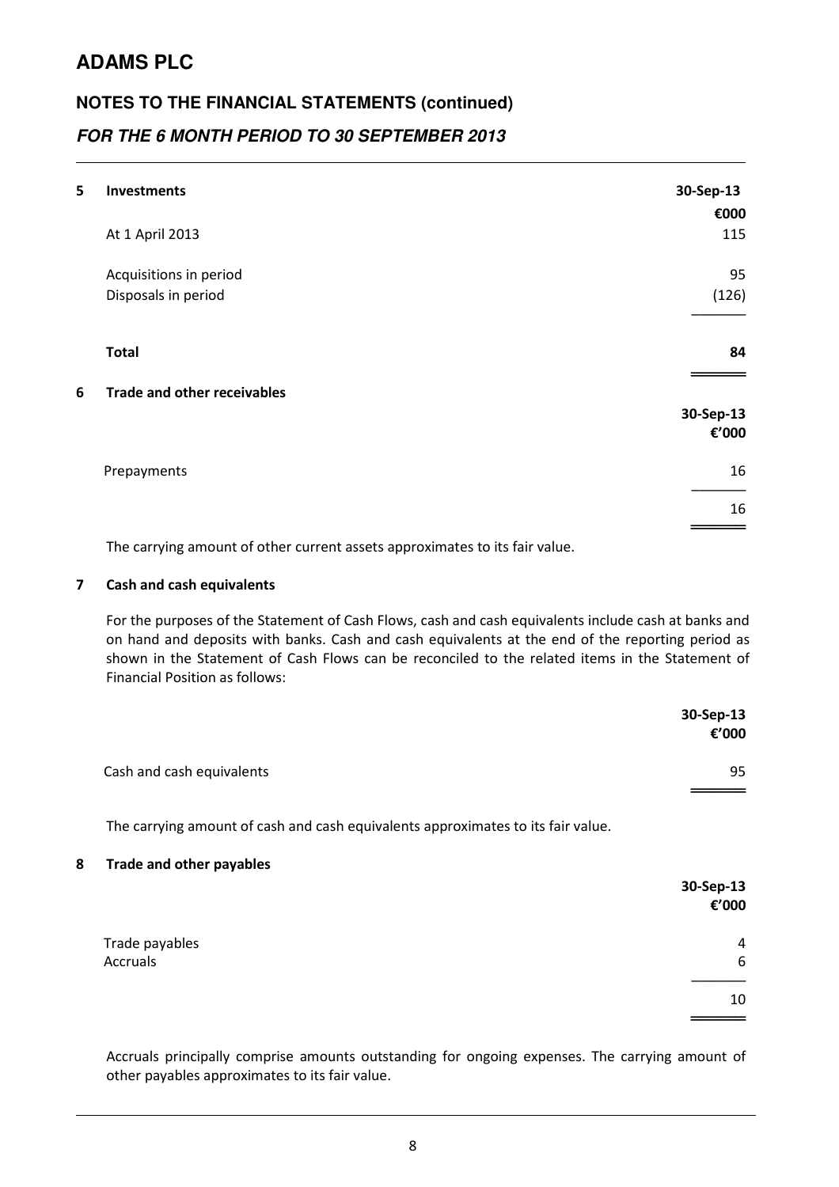# ADAMS PLC

## NOTES TO THE FINANCIAL STATEMENTS (continued)

### *FOR THE 6 MONTH PERIOD TO 30 SEPTEMBER 2013*

**5 Investments**

| | 30-Sep-13 |
|---|---|
| | €000 |
| At 1 April 2013 | 115 |
| Acquisitions in period | 95 |
| Disposals in period | (126) |
| **Total** | **84** |

**6 Trade and other receivables**

| | 30-Sep-13 |
|---|---|
| | €'000 |
| Prepayments | 16 |
| | 16 |

The carrying amount of other current assets approximates to its fair value.

**7 Cash and cash equivalents**

For the purposes of the Statement of Cash Flows, cash and cash equivalents include cash at banks and on hand and deposits with banks. Cash and cash equivalents at the end of the reporting period as shown in the Statement of Cash Flows can be reconciled to the related items in the Statement of Financial Position as follows:

| | 30-Sep-13 |
|---|---|
| | €'000 |
| Cash and cash equivalents | 95 |

The carrying amount of cash and cash equivalents approximates to its fair value.

**8 Trade and other payables**

| | 30-Sep-13 |
|---|---|
| | €'000 |
| Trade payables | 4 |
| Accruals | 6 |
| | 10 |

Accruals principally comprise amounts outstanding for ongoing expenses. The carrying amount of other payables approximates to its fair value.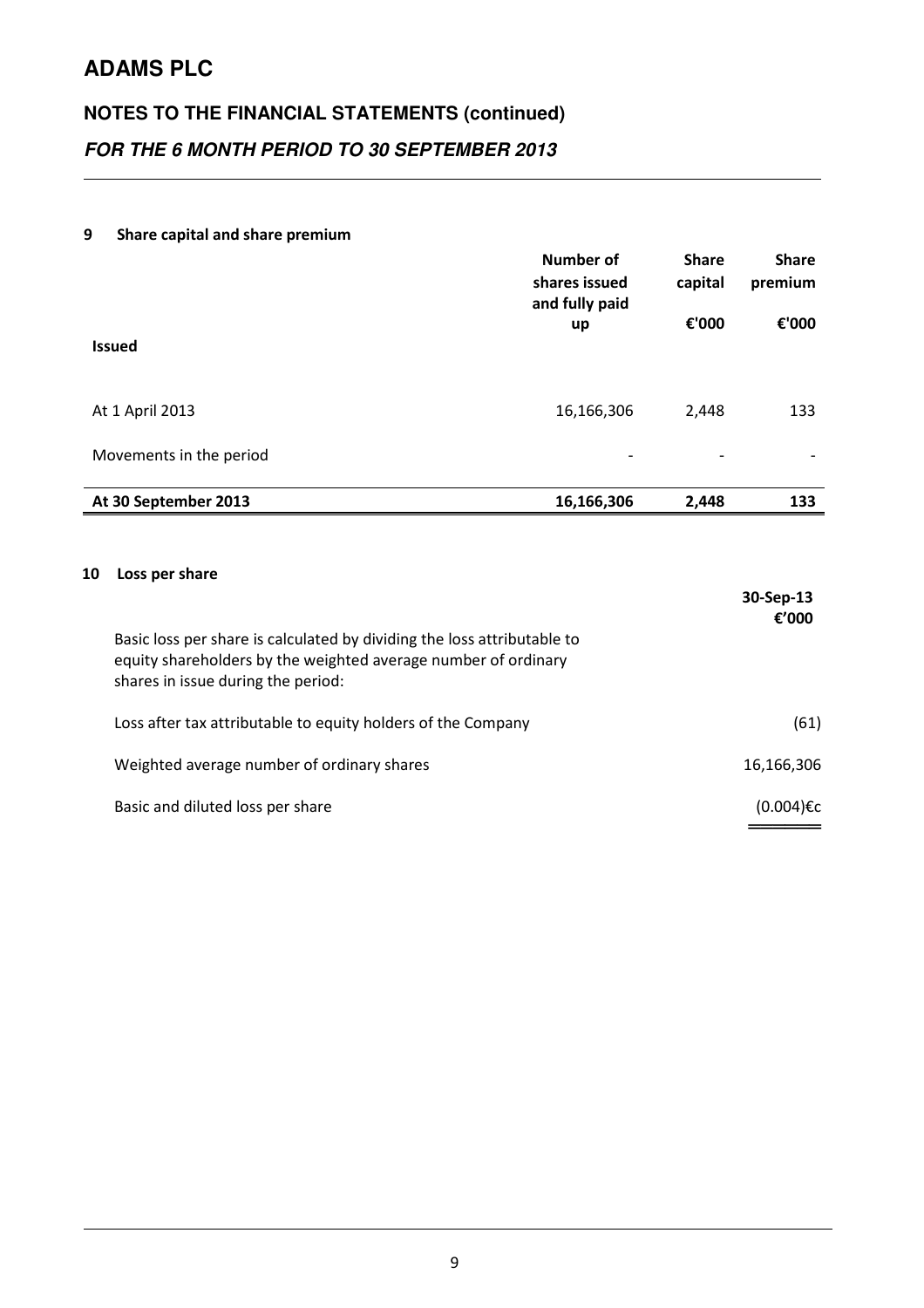# ADAMS PLC

## NOTES TO THE FINANCIAL STATEMENTS (continued)

### *FOR THE 6 MONTH PERIOD TO 30 SEPTEMBER 2013*

**9 Share capital and share premium**

| | Number of shares issued and fully paid up | Share capital €'000 | Share premium €'000 |
|---|---|---|---|
| **Issued** | | | |
| At 1 April 2013 | 16,166,306 | 2,448 | 133 |
| Movements in the period | - | - | - |
| **At 30 September 2013** | **16,166,306** | **2,448** | **133** |

**10 Loss per share**

| | 30-Sep-13 €'000 |
|---|---|
| Basic loss per share is calculated by dividing the loss attributable to equity shareholders by the weighted average number of ordinary shares in issue during the period: | |
| Loss after tax attributable to equity holders of the Company | (61) |
| Weighted average number of ordinary shares | 16,166,306 |
| Basic and diluted loss per share | (0.004)€c |